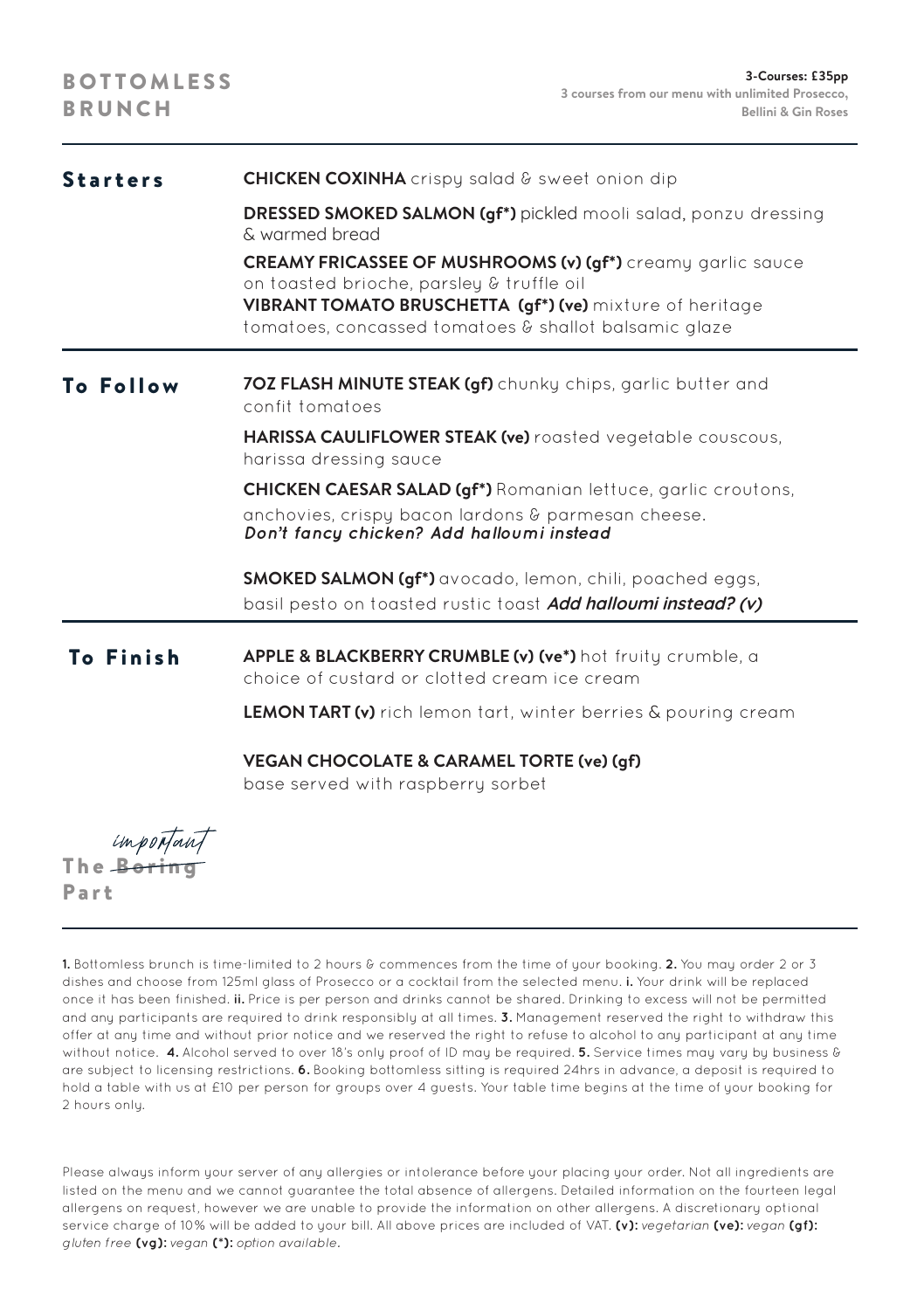# BOTTOMLESS BRUNCH

**3-Courses: £35pp**
**3 courses from our menu with unlimited Prosecco, Bellini & Gin Roses**

## Starters

**CHICKEN COXINHA** crispy salad & sweet onion dip

**DRESSED SMOKED SALMON (gf*)** pickled mooli salad, ponzu dressing & warmed bread

**CREAMY FRICASSEE OF MUSHROOMS (v) (gf*)** creamy garlic sauce on toasted brioche, parsley & truffle oil

**VIBRANT TOMATO BRUSCHETTA (gf*) (ve)** mixture of heritage tomatoes, concassed tomatoes & shallot balsamic glaze

## To Follow

**7OZ FLASH MINUTE STEAK (gf)** chunky chips, garlic butter and confit tomatoes

**HARISSA CAULIFLOWER STEAK (ve)** roasted vegetable couscous, harissa dressing sauce

**CHICKEN CAESAR SALAD (gf*)** Romanian lettuce, garlic croutons, anchovies, crispy bacon lardons & parmesan cheese.
***Don't fancy chicken? Add halloumi instead***

**SMOKED SALMON (gf*)** avocado, lemon, chili, poached eggs, basil pesto on toasted rustic toast ***Add halloumi instead? (v)***

## To Finish

**APPLE & BLACKBERRY CRUMBLE (v) (ve*)** hot fruity crumble, a choice of custard or clotted cream ice cream

**LEMON TART (v)** rich lemon tart, winter berries & pouring cream

**VEGAN CHOCOLATE & CARAMEL TORTE (ve) (gf)**
base served with raspberry sorbet

## The ~~Boring~~ important Part

**1.** Bottomless brunch is time-limited to 2 hours & commences from the time of your booking. **2.** You may order 2 or 3 dishes and choose from 125ml glass of Prosecco or a cocktail from the selected menu. **i.** Your drink will be replaced once it has been finished. **ii.** Price is per person and drinks cannot be shared. Drinking to excess will not be permitted and any participants are required to drink responsibly at all times. **3.** Management reserved the right to withdraw this offer at any time and without prior notice and we reserved the right to refuse to alcohol to any participant at any time without notice. **4.** Alcohol served to over 18's only proof of ID may be required. **5.** Service times may vary by business & are subject to licensing restrictions. **6.** Booking bottomless sitting is required 24hrs in advance, a deposit is required to hold a table with us at £10 per person for groups over 4 guests. Your table time begins at the time of your booking for 2 hours only.

Please always inform your server of any allergies or intolerance before your placing your order. Not all ingredients are listed on the menu and we cannot guarantee the total absence of allergens. Detailed information on the fourteen legal allergens on request, however we are unable to provide the information on other allergens. A discretionary optional service charge of 10% will be added to your bill. All above prices are included of VAT. **(v):** *vegetarian* **(ve):** *vegan* **(gf):** *gluten free* **(vg):** *vegan* **(*):** *option available.*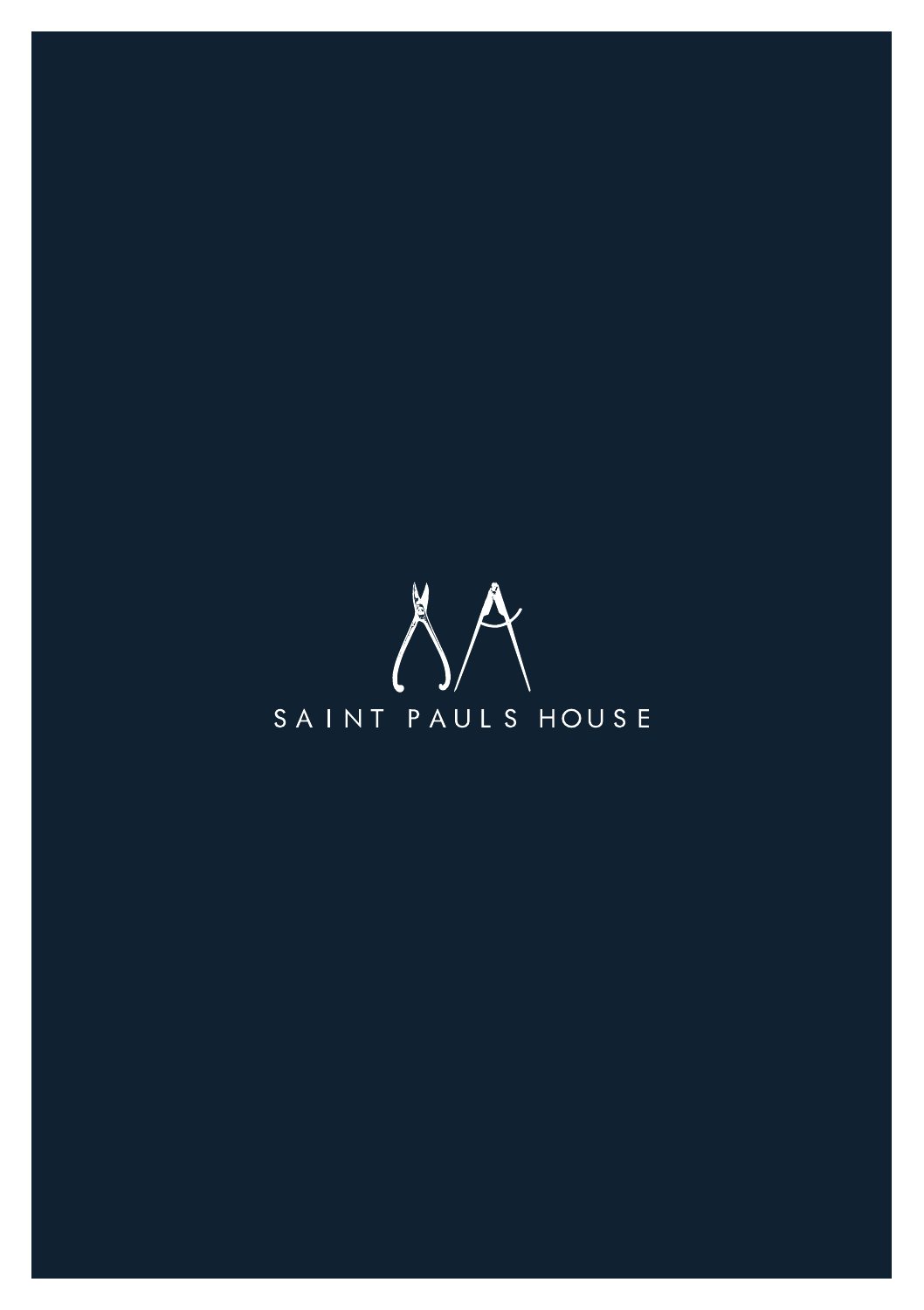SAINT PAULS HOUSE